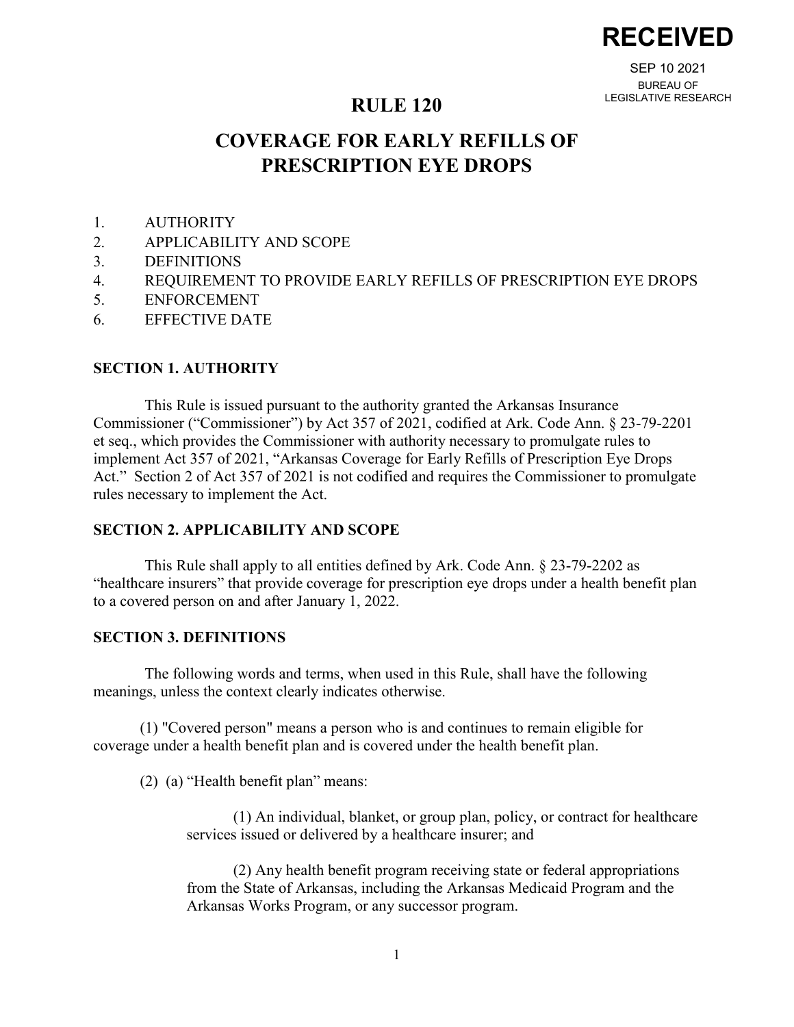**RECEIVED**

SEP 10 2021
BUREAU OF
LEGISLATIVE RESEARCH

# RULE 120

# COVERAGE FOR EARLY REFILLS OF PRESCRIPTION EYE DROPS

1. AUTHORITY
2. APPLICABILITY AND SCOPE
3. DEFINITIONS
4. REQUIREMENT TO PROVIDE EARLY REFILLS OF PRESCRIPTION EYE DROPS
5. ENFORCEMENT
6. EFFECTIVE DATE

### SECTION 1. AUTHORITY

This Rule is issued pursuant to the authority granted the Arkansas Insurance Commissioner ("Commissioner") by Act 357 of 2021, codified at Ark. Code Ann. § 23-79-2201 et seq., which provides the Commissioner with authority necessary to promulgate rules to implement Act 357 of 2021, "Arkansas Coverage for Early Refills of Prescription Eye Drops Act." Section 2 of Act 357 of 2021 is not codified and requires the Commissioner to promulgate rules necessary to implement the Act.

### SECTION 2. APPLICABILITY AND SCOPE

This Rule shall apply to all entities defined by Ark. Code Ann. § 23-79-2202 as "healthcare insurers" that provide coverage for prescription eye drops under a health benefit plan to a covered person on and after January 1, 2022.

### SECTION 3. DEFINITIONS

The following words and terms, when used in this Rule, shall have the following meanings, unless the context clearly indicates otherwise.

(1) "Covered person" means a person who is and continues to remain eligible for coverage under a health benefit plan and is covered under the health benefit plan.

(2) (a) "Health benefit plan" means:

(1) An individual, blanket, or group plan, policy, or contract for healthcare services issued or delivered by a healthcare insurer; and

(2) Any health benefit program receiving state or federal appropriations from the State of Arkansas, including the Arkansas Medicaid Program and the Arkansas Works Program, or any successor program.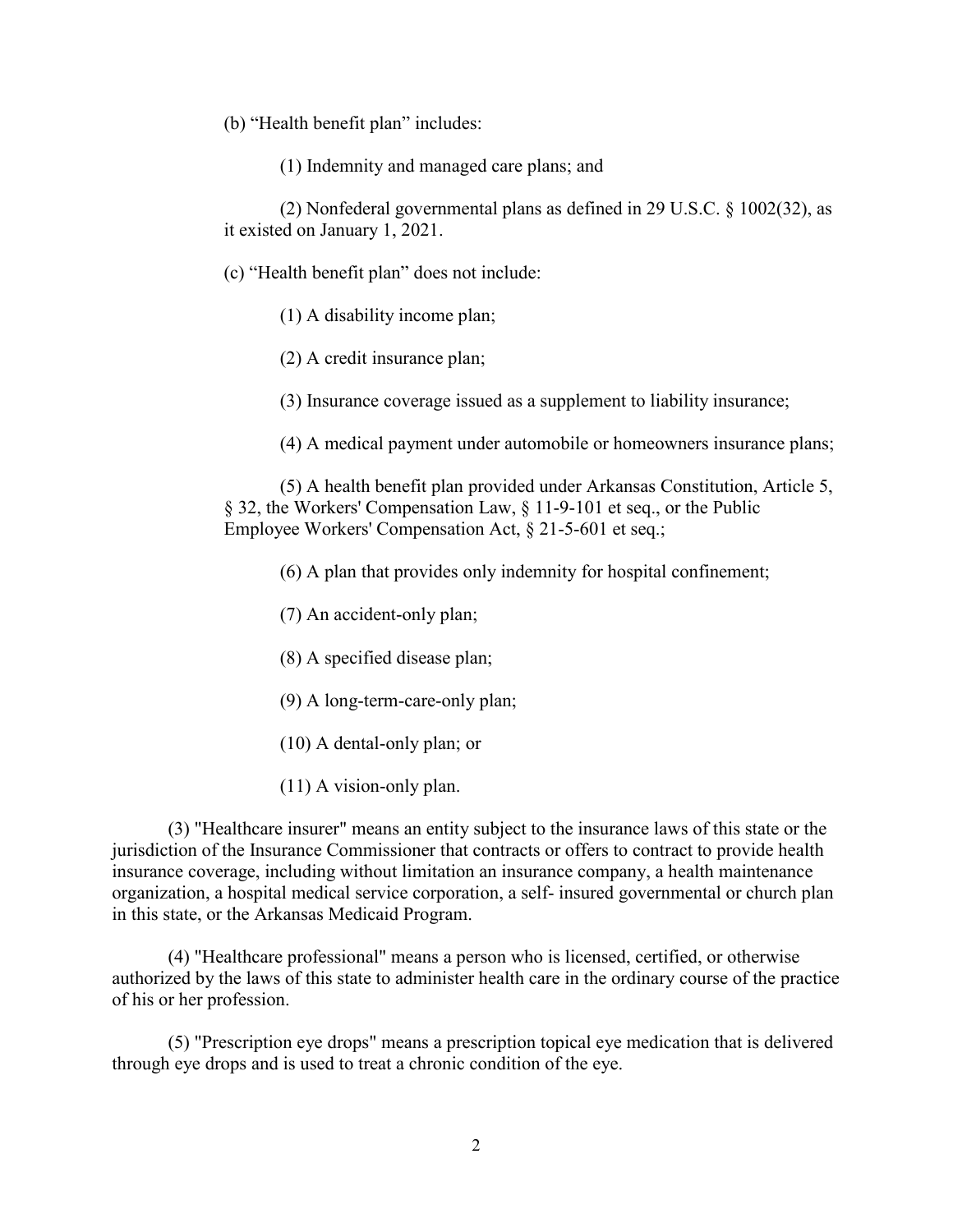(b) “Health benefit plan” includes:

(1) Indemnity and managed care plans; and

(2) Nonfederal governmental plans as defined in 29 U.S.C. § 1002(32), as it existed on January 1, 2021.

(c) “Health benefit plan” does not include:

(1) A disability income plan;

(2) A credit insurance plan;

(3) Insurance coverage issued as a supplement to liability insurance;

(4) A medical payment under automobile or homeowners insurance plans;

(5) A health benefit plan provided under Arkansas Constitution, Article 5, § 32, the Workers' Compensation Law, § 11-9-101 et seq., or the Public Employee Workers' Compensation Act, § 21-5-601 et seq.;

(6) A plan that provides only indemnity for hospital confinement;

(7) An accident-only plan;

(8) A specified disease plan;

(9) A long-term-care-only plan;

(10) A dental-only plan; or

(11) A vision-only plan.

(3) "Healthcare insurer" means an entity subject to the insurance laws of this state or the jurisdiction of the Insurance Commissioner that contracts or offers to contract to provide health insurance coverage, including without limitation an insurance company, a health maintenance organization, a hospital medical service corporation, a self- insured governmental or church plan in this state, or the Arkansas Medicaid Program.

(4) "Healthcare professional" means a person who is licensed, certified, or otherwise authorized by the laws of this state to administer health care in the ordinary course of the practice of his or her profession.

(5) "Prescription eye drops" means a prescription topical eye medication that is delivered through eye drops and is used to treat a chronic condition of the eye.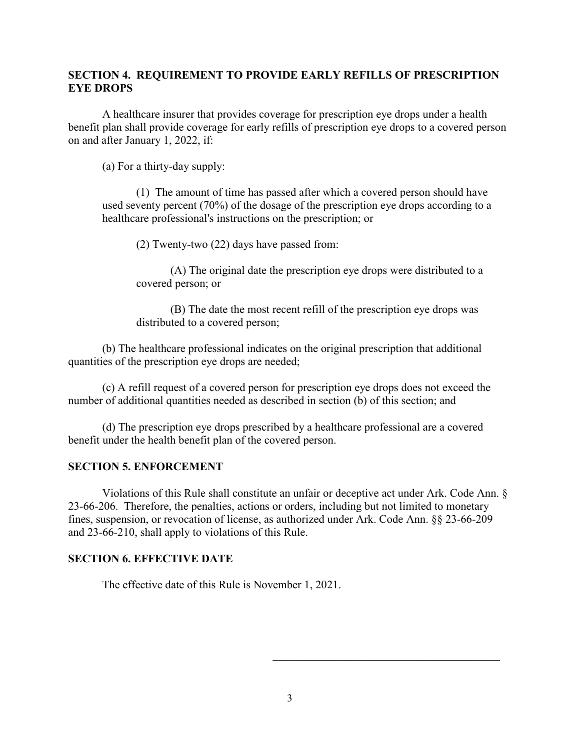## SECTION 4. REQUIREMENT TO PROVIDE EARLY REFILLS OF PRESCRIPTION EYE DROPS

A healthcare insurer that provides coverage for prescription eye drops under a health benefit plan shall provide coverage for early refills of prescription eye drops to a covered person on and after January 1, 2022, if:

(a) For a thirty-day supply:

(1) The amount of time has passed after which a covered person should have used seventy percent (70%) of the dosage of the prescription eye drops according to a healthcare professional's instructions on the prescription; or

(2) Twenty-two (22) days have passed from:

(A) The original date the prescription eye drops were distributed to a covered person; or

(B) The date the most recent refill of the prescription eye drops was distributed to a covered person;

(b) The healthcare professional indicates on the original prescription that additional quantities of the prescription eye drops are needed;

(c) A refill request of a covered person for prescription eye drops does not exceed the number of additional quantities needed as described in section (b) of this section; and

(d) The prescription eye drops prescribed by a healthcare professional are a covered benefit under the health benefit plan of the covered person.

## SECTION 5. ENFORCEMENT

Violations of this Rule shall constitute an unfair or deceptive act under Ark. Code Ann. § 23-66-206. Therefore, the penalties, actions or orders, including but not limited to monetary fines, suspension, or revocation of license, as authorized under Ark. Code Ann. §§ 23-66-209 and 23-66-210, shall apply to violations of this Rule.

## SECTION 6. EFFECTIVE DATE

The effective date of this Rule is November 1, 2021.

\_\_\_\_\_\_\_\_\_\_\_\_\_\_\_\_\_\_\_\_\_\_\_\_\_\_\_\_\_\_\_\_\_\_\_\_\_\_\_\_\_\_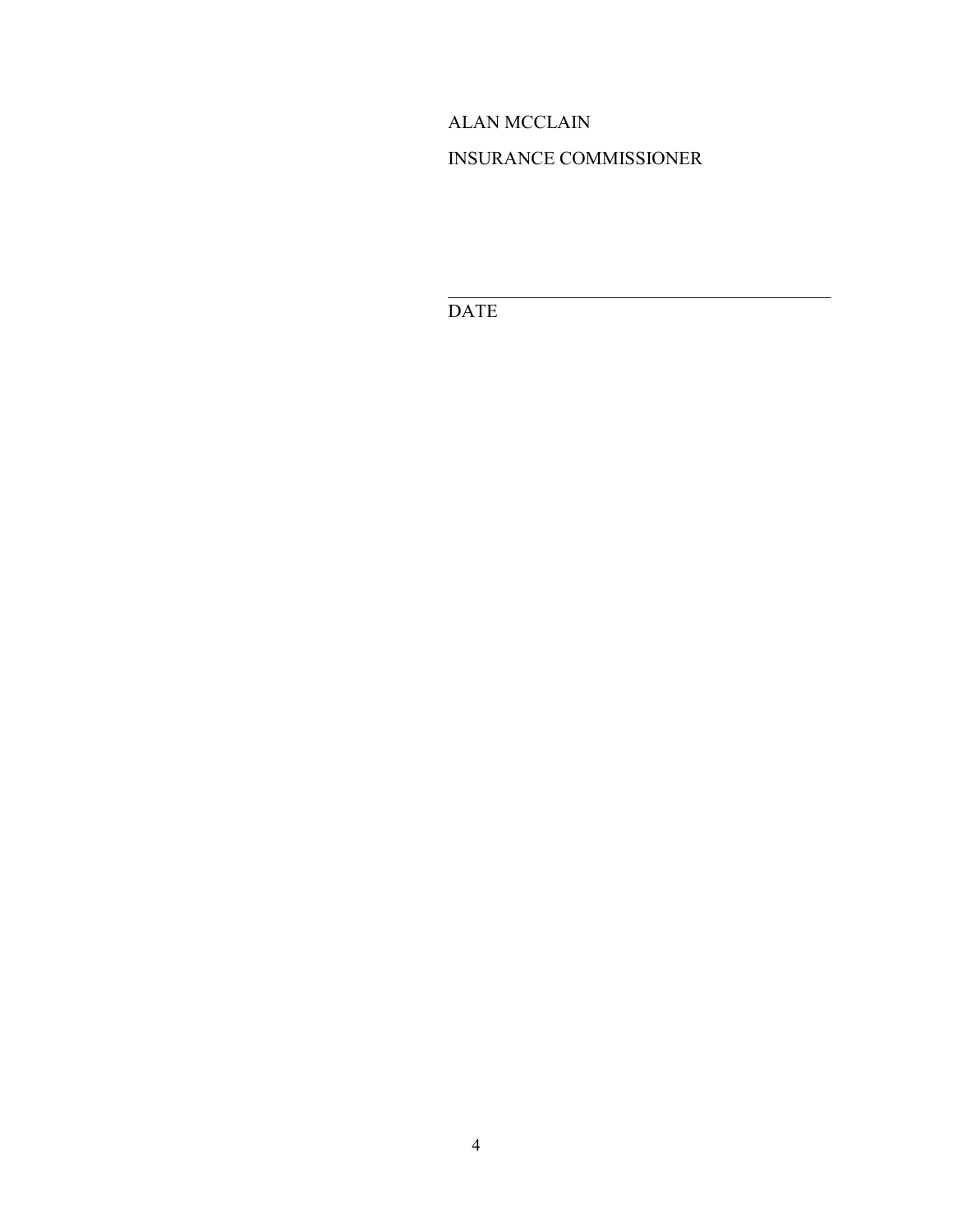ALAN MCCLAIN

INSURANCE COMMISSIONER

_____________________________________________

DATE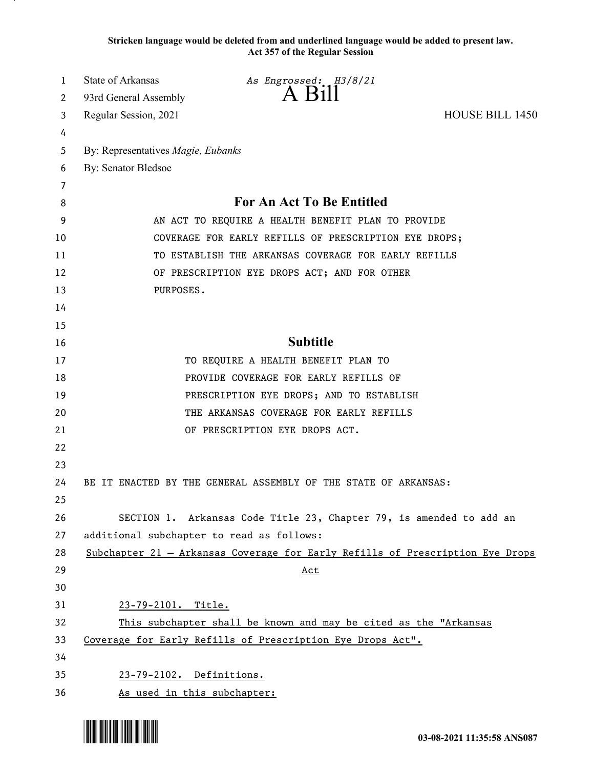Stricken language would be deleted from and underlined language would be added to present law.
Act 357 of the Regular Session

State of Arkansas
93rd General Assembly
Regular Session, 2021

*As Engrossed: H3/8/21*

# A Bill

HOUSE BILL 1450

By: Representatives *Magie, Eubanks*
By: Senator Bledsoe

## For An Act To Be Entitled

AN ACT TO REQUIRE A HEALTH BENEFIT PLAN TO PROVIDE COVERAGE FOR EARLY REFILLS OF PRESCRIPTION EYE DROPS; TO ESTABLISH THE ARKANSAS COVERAGE FOR EARLY REFILLS OF PRESCRIPTION EYE DROPS ACT; AND FOR OTHER PURPOSES.

## Subtitle

TO REQUIRE A HEALTH BENEFIT PLAN TO PROVIDE COVERAGE FOR EARLY REFILLS OF PRESCRIPTION EYE DROPS; AND TO ESTABLISH THE ARKANSAS COVERAGE FOR EARLY REFILLS OF PRESCRIPTION EYE DROPS ACT.

BE IT ENACTED BY THE GENERAL ASSEMBLY OF THE STATE OF ARKANSAS:

SECTION 1. Arkansas Code Title 23, Chapter 79, is amended to add an additional subchapter to read as follows:

Subchapter 21 — Arkansas Coverage for Early Refills of Prescription Eye Drops Act

23-79-2101. Title.

This subchapter shall be known and may be cited as the "Arkansas Coverage for Early Refills of Prescription Eye Drops Act".

23-79-2102. Definitions.

As used in this subchapter:

03-08-2021 11:35:58 ANS087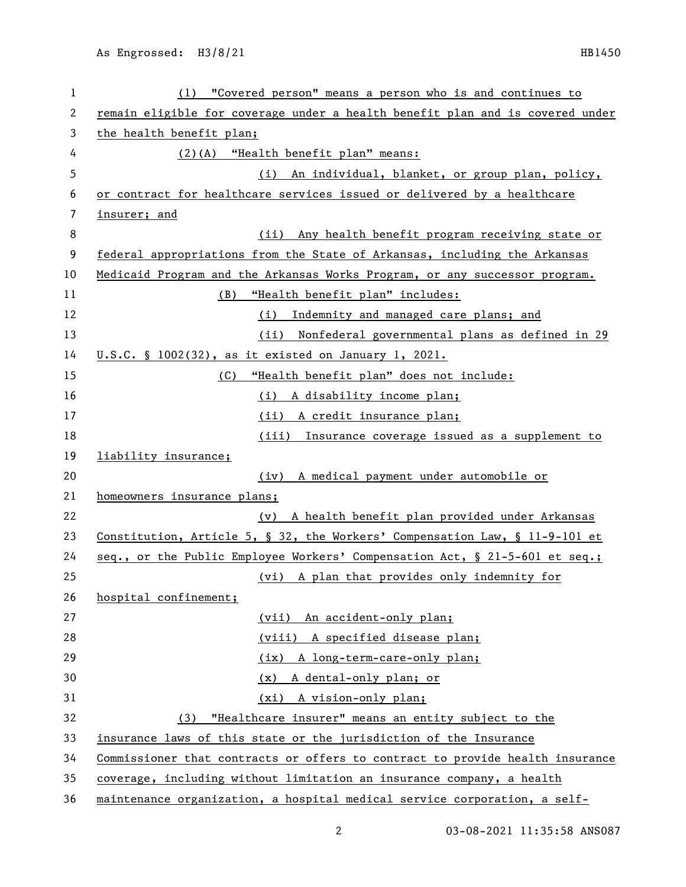(1) "Covered person" means a person who is and continues to remain eligible for coverage under a health benefit plan and is covered under the health benefit plan;

(2)(A) "Health benefit plan" means:

(i) An individual, blanket, or group plan, policy, or contract for healthcare services issued or delivered by a healthcare insurer; and

(ii) Any health benefit program receiving state or federal appropriations from the State of Arkansas, including the Arkansas Medicaid Program and the Arkansas Works Program, or any successor program.

(B) "Health benefit plan" includes:

(i) Indemnity and managed care plans; and

(ii) Nonfederal governmental plans as defined in 29 U.S.C. § 1002(32), as it existed on January 1, 2021.

(C) "Health benefit plan" does not include:

(i) A disability income plan;

(ii) A credit insurance plan;

(iii) Insurance coverage issued as a supplement to liability insurance;

(iv) A medical payment under automobile or homeowners insurance plans;

(v) A health benefit plan provided under Arkansas Constitution, Article 5, § 32, the Workers' Compensation Law, § 11-9-101 et seq., or the Public Employee Workers' Compensation Act, § 21-5-601 et seq.;

(vi) A plan that provides only indemnity for hospital confinement;

(vii) An accident-only plan;

(viii) A specified disease plan;

(ix) A long-term-care-only plan;

(x) A dental-only plan; or

(xi) A vision-only plan;

(3) "Healthcare insurer" means an entity subject to the insurance laws of this state or the jurisdiction of the Insurance Commissioner that contracts or offers to contract to provide health insurance coverage, including without limitation an insurance company, a health maintenance organization, a hospital medical service corporation, a self-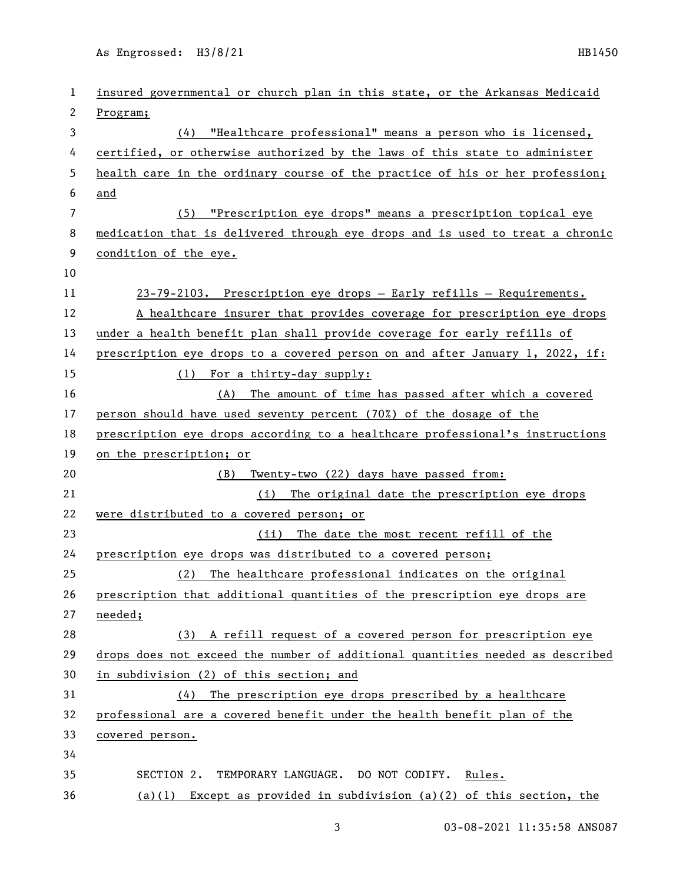insured governmental or church plan in this state, or the Arkansas Medicaid Program;

(4) "Healthcare professional" means a person who is licensed, certified, or otherwise authorized by the laws of this state to administer health care in the ordinary course of the practice of his or her profession; and

(5) "Prescription eye drops" means a prescription topical eye medication that is delivered through eye drops and is used to treat a chronic condition of the eye.

23-79-2103. Prescription eye drops — Early refills — Requirements.

A healthcare insurer that provides coverage for prescription eye drops under a health benefit plan shall provide coverage for early refills of prescription eye drops to a covered person on and after January 1, 2022, if:

(1) For a thirty-day supply:

(A) The amount of time has passed after which a covered person should have used seventy percent (70%) of the dosage of the prescription eye drops according to a healthcare professional's instructions on the prescription; or

(B) Twenty-two (22) days have passed from:

(i) The original date the prescription eye drops were distributed to a covered person; or

(ii) The date the most recent refill of the prescription eye drops was distributed to a covered person;

(2) The healthcare professional indicates on the original prescription that additional quantities of the prescription eye drops are needed;

(3) A refill request of a covered person for prescription eye drops does not exceed the number of additional quantities needed as described in subdivision (2) of this section; and

(4) The prescription eye drops prescribed by a healthcare professional are a covered benefit under the health benefit plan of the covered person.

SECTION 2. TEMPORARY LANGUAGE. DO NOT CODIFY. Rules.

(a)(1) Except as provided in subdivision (a)(2) of this section, the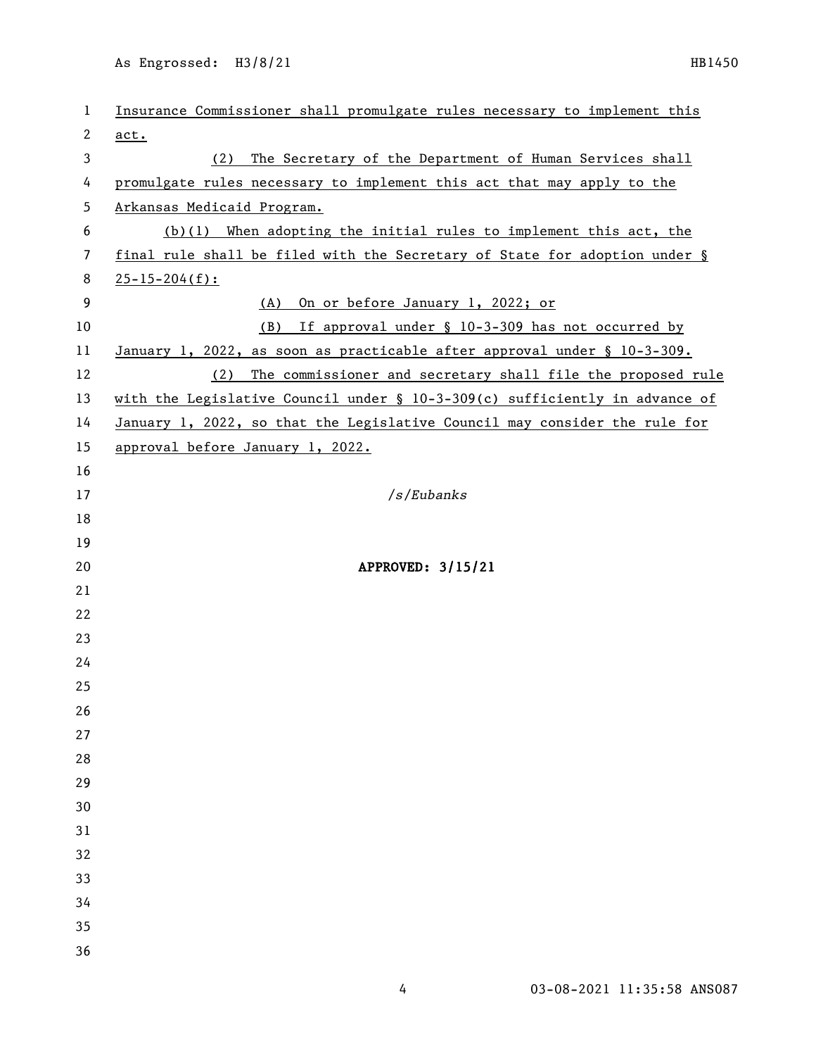Insurance Commissioner shall promulgate rules necessary to implement this act.

(2) The Secretary of the Department of Human Services shall promulgate rules necessary to implement this act that may apply to the Arkansas Medicaid Program.

(b)(1) When adopting the initial rules to implement this act, the final rule shall be filed with the Secretary of State for adoption under § 25-15-204(f):

(A) On or before January 1, 2022; or

(B) If approval under § 10-3-309 has not occurred by January 1, 2022, as soon as practicable after approval under § 10-3-309.

(2) The commissioner and secretary shall file the proposed rule with the Legislative Council under § 10-3-309(c) sufficiently in advance of January 1, 2022, so that the Legislative Council may consider the rule for approval before January 1, 2022.

*/s/Eubanks*

**APPROVED: 3/15/21**